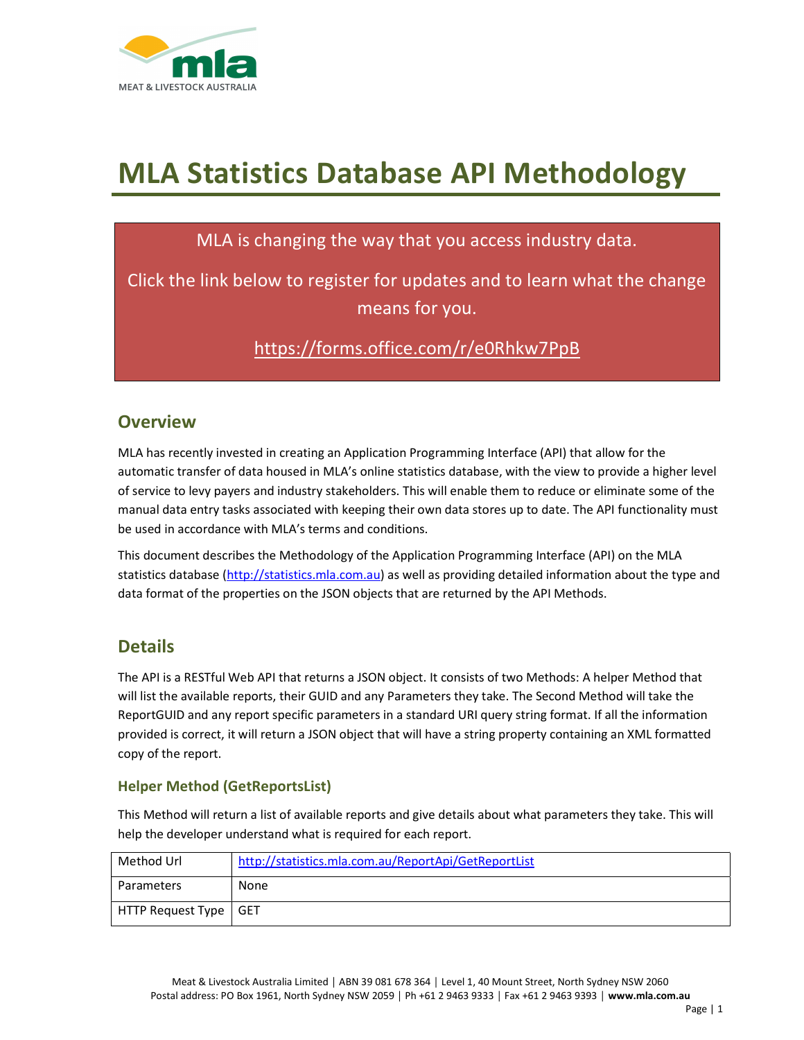# MLA Statistics Database API Methodology

MLA is changing the way that you access industry data.

Click the link below to register for updates and to learn what the change means for you.

https://forms.office.com/r/e0Rhkw7PpB

## Overview

MLA has recently invested in creating an Application Programming Interface (API) that allow for the automatic transfer of data housed in MLA's online statistics database, with the view to provide a higher level of service to levy payers and industry stakeholders. This will enable them to reduce or eliminate some of the manual data entry tasks associated with keeping their own data stores up to date. The API functionality must be used in accordance with MLA's terms and conditions.

This document describes the Methodology of the Application Programming Interface (API) on the MLA statistics database (http://statistics.mla.com.au) as well as providing detailed information about the type and data format of the properties on the JSON objects that are returned by the API Methods.

## Details

The API is a RESTful Web API that returns a JSON object. It consists of two Methods: A helper Method that will list the available reports, their GUID and any Parameters they take. The Second Method will take the ReportGUID and any report specific parameters in a standard URI query string format. If all the information provided is correct, it will return a JSON object that will have a string property containing an XML formatted copy of the report.

### Helper Method (GetReportsList)

This Method will return a list of available reports and give details about what parameters they take. This will help the developer understand what is required for each report.

| Method Url | http://statistics.mla.com.au/ReportApi/GetReportList |
|---|---|
| Parameters | None |
| HTTP Request Type | GET |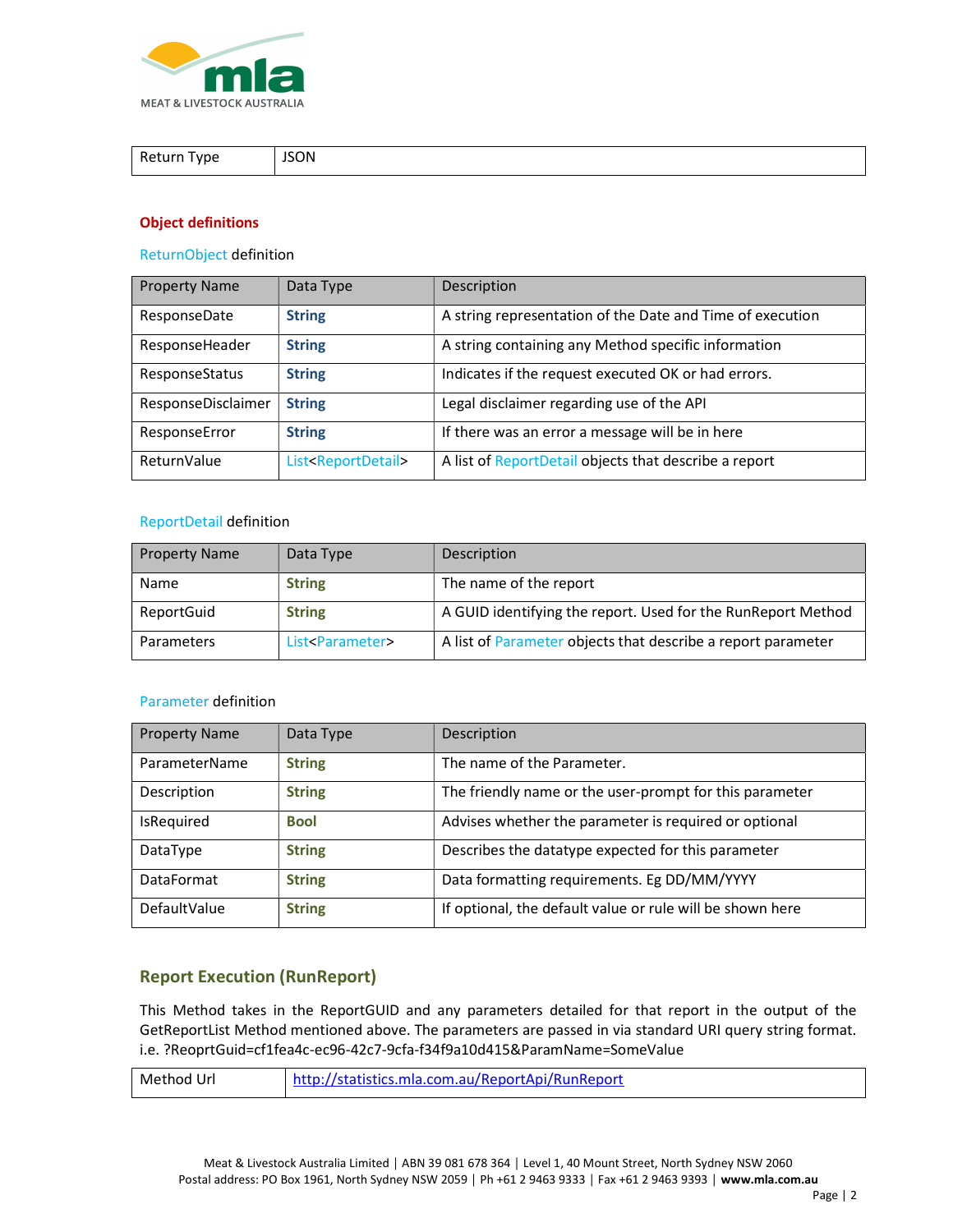| Return Type | JSON |
|---|---|

### Object definitions

ReturnObject definition

| Property Name | Data Type | Description |
|---|---|---|
| ResponseDate | **String** | A string representation of the Date and Time of execution |
| ResponseHeader | **String** | A string containing any Method specific information |
| ResponseStatus | **String** | Indicates if the request executed OK or had errors. |
| ResponseDisclaimer | **String** | Legal disclaimer regarding use of the API |
| ResponseError | **String** | If there was an error a message will be in here |
| ReturnValue | List<ReportDetail> | A list of ReportDetail objects that describe a report |

ReportDetail definition

| Property Name | Data Type | Description |
|---|---|---|
| Name | **String** | The name of the report |
| ReportGuid | **String** | A GUID identifying the report. Used for the RunReport Method |
| Parameters | List<Parameter> | A list of Parameter objects that describe a report parameter |

Parameter definition

| Property Name | Data Type | Description |
|---|---|---|
| ParameterName | **String** | The name of the Parameter. |
| Description | **String** | The friendly name or the user-prompt for this parameter |
| IsRequired | **Bool** | Advises whether the parameter is required or optional |
| DataType | **String** | Describes the datatype expected for this parameter |
| DataFormat | **String** | Data formatting requirements. Eg DD/MM/YYYY |
| DefaultValue | **String** | If optional, the default value or rule will be shown here |

## Report Execution (RunReport)

This Method takes in the ReportGUID and any parameters detailed for that report in the output of the GetReportList Method mentioned above. The parameters are passed in via standard URI query string format. i.e. ?ReoprtGuid=cf1fea4c-ec96-42c7-9cfa-f34f9a10d415&ParamName=SomeValue

| Method Url | http://statistics.mla.com.au/ReportApi/RunReport |
|---|---|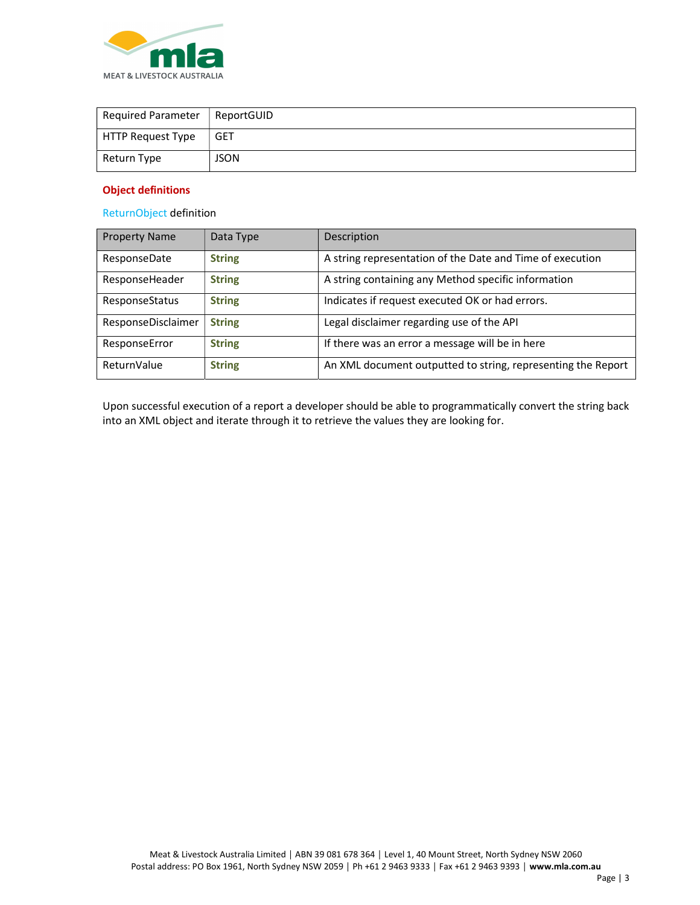| Required Parameter | ReportGUID |
|---|---|
| HTTP Request Type | GET |
| Return Type | JSON |

**Object definitions**

ReturnObject definition

| Property Name | Data Type | Description |
|---|---|---|
| ResponseDate | **String** | A string representation of the Date and Time of execution |
| ResponseHeader | **String** | A string containing any Method specific information |
| ResponseStatus | **String** | Indicates if request executed OK or had errors. |
| ResponseDisclaimer | **String** | Legal disclaimer regarding use of the API |
| ResponseError | **String** | If there was an error a message will be in here |
| ReturnValue | **String** | An XML document outputted to string, representing the Report |

Upon successful execution of a report a developer should be able to programmatically convert the string back into an XML object and iterate through it to retrieve the values they are looking for.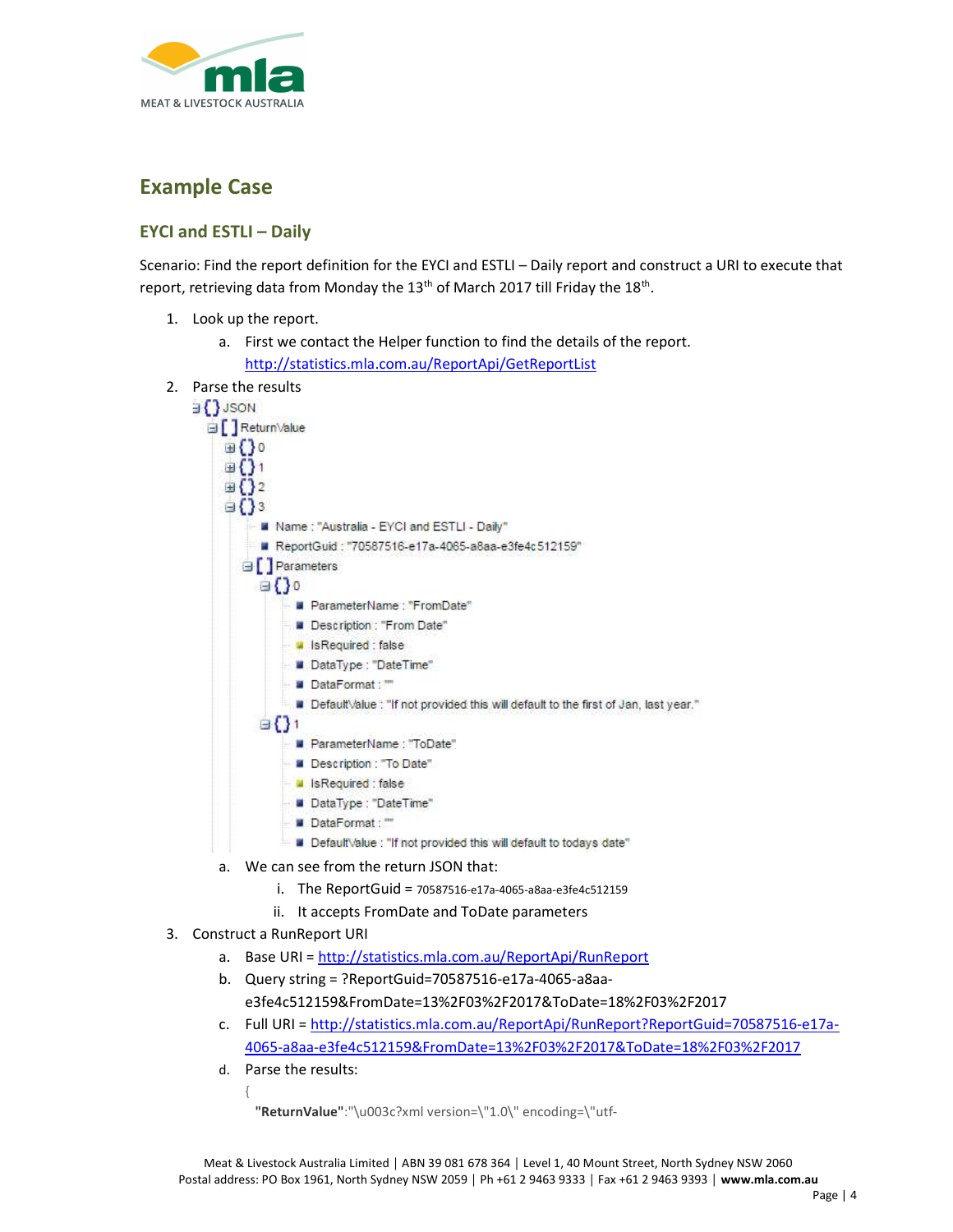## Example Case

### EYCI and ESTLI – Daily

Scenario: Find the report definition for the EYCI and ESTLI – Daily report and construct a URI to execute that report, retrieving data from Monday the 13th of March 2017 till Friday the 18th.

1. Look up the report.
   a. First we contact the Helper function to find the details of the report. http://statistics.mla.com.au/ReportApi/GetReportList
2. Parse the results

```
{} JSON
  [] ReturnValue
    {} 0
    {} 1
    {} 2
    {} 3
      Name : "Australia - EYCI and ESTLI - Daily"
      ReportGuid : "70587516-e17a-4065-a8aa-e3fe4c512159"
      [] Parameters
        {} 0
          ParameterName : "FromDate"
          Description : "From Date"
          IsRequired : false
          DataType : "DateTime"
          DataFormat : ""
          DefaultValue : "If not provided this will default to the first of Jan, last year."
        {} 1
          ParameterName : "ToDate"
          Description : "To Date"
          IsRequired : false
          DataType : "DateTime"
          DataFormat : ""
          DefaultValue : "If not provided this will default to todays date"
```

   a. We can see from the return JSON that:
      i. The ReportGuid = 70587516-e17a-4065-a8aa-e3fe4c512159
      ii. It accepts FromDate and ToDate parameters
3. Construct a RunReport URI
   a. Base URI = http://statistics.mla.com.au/ReportApi/RunReport
   b. Query string = ?ReportGuid=70587516-e17a-4065-a8aa-e3fe4c512159&FromDate=13%2F03%2F2017&ToDate=18%2F03%2F2017
   c. Full URI = http://statistics.mla.com.au/ReportApi/RunReport?ReportGuid=70587516-e17a-4065-a8aa-e3fe4c512159&FromDate=13%2F03%2F2017&ToDate=18%2F03%2F2017
   d. Parse the results:

```
{
  "ReturnValue":"\u003c?xml version=\"1.0\" encoding=\"utf-
```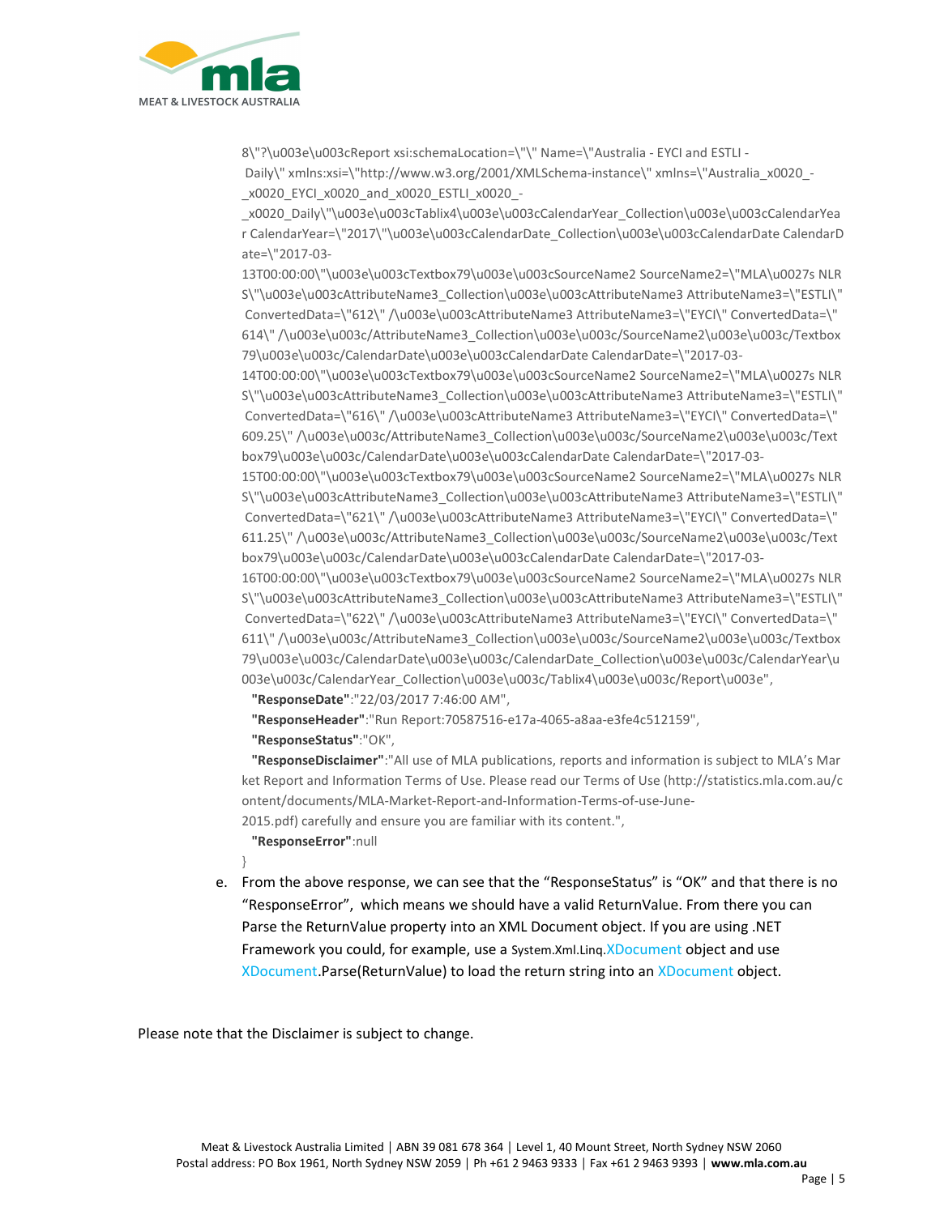```
8\"?\u003e\u003cReport xsi:schemaLocation=\"\" Name=\"Australia - EYCI and ESTLI - Daily\" xmlns:xsi=\"http://www.w3.org/2001/XMLSchema-instance\" xmlns=\"Australia_x0020_-_x0020_EYCI_x0020_and_x0020_ESTLI_x0020_-_x0020_Daily\"\u003e\u003cTablix4\u003e\u003cCalendarYear_Collection\u003e\u003cCalendarYear CalendarYear=\"2017\"\u003e\u003cCalendarDate_Collection\u003e\u003cCalendarDate CalendarDate=\"2017-03-13T00:00:00\"\u003e\u003cTextbox79\u003e\u003cSourceName2 SourceName2=\"MLA\u0027s NLRS\"\u003e\u003cAttributeName3_Collection\u003e\u003cAttributeName3 AttributeName3=\"ESTLI\" ConvertedData=\"612\" /\u003e\u003cAttributeName3 AttributeName3=\"EYCI\" ConvertedData=\"614\" /\u003e\u003c/AttributeName3_Collection\u003e\u003c/SourceName2\u003e\u003c/Textbox79\u003e\u003c/CalendarDate\u003e\u003cCalendarDate CalendarDate=\"2017-03-14T00:00:00\"\u003e\u003cTextbox79\u003e\u003cSourceName2 SourceName2=\"MLA\u0027s NLRS\"\u003e\u003cAttributeName3_Collection\u003e\u003cAttributeName3 AttributeName3=\"ESTLI\" ConvertedData=\"616\" /\u003e\u003cAttributeName3 AttributeName3=\"EYCI\" ConvertedData=\"609.25\" /\u003e\u003c/AttributeName3_Collection\u003e\u003c/SourceName2\u003e\u003c/Textbox79\u003e\u003c/CalendarDate\u003e\u003cCalendarDate CalendarDate=\"2017-03-15T00:00:00\"\u003e\u003cTextbox79\u003e\u003cSourceName2 SourceName2=\"MLA\u0027s NLRS\"\u003e\u003cAttributeName3_Collection\u003e\u003cAttributeName3 AttributeName3=\"ESTLI\" ConvertedData=\"621\" /\u003e\u003cAttributeName3 AttributeName3=\"EYCI\" ConvertedData=\"611.25\" /\u003e\u003c/AttributeName3_Collection\u003e\u003c/SourceName2\u003e\u003c/Textbox79\u003e\u003c/CalendarDate\u003e\u003cCalendarDate CalendarDate=\"2017-03-16T00:00:00\"\u003e\u003cTextbox79\u003e\u003cSourceName2 SourceName2=\"MLA\u0027s NLRS\"\u003e\u003cAttributeName3_Collection\u003e\u003cAttributeName3 AttributeName3=\"ESTLI\" ConvertedData=\"622\" /\u003e\u003cAttributeName3 AttributeName3=\"EYCI\" ConvertedData=\"611\" /\u003e\u003c/AttributeName3_Collection\u003e\u003c/SourceName2\u003e\u003c/Textbox79\u003e\u003c/CalendarDate\u003e\u003c/CalendarDate_Collection\u003e\u003c/CalendarYear\u003e\u003c/CalendarYear_Collection\u003e\u003c/Tablix4\u003e\u003c/Report\u003e",
  "ResponseDate":"22/03/2017 7:46:00 AM",
  "ResponseHeader":"Run Report:70587516-e17a-4065-a8aa-e3fe4c512159",
  "ResponseStatus":"OK",
  "ResponseDisclaimer":"All use of MLA publications, reports and information is subject to MLA's Market Report and Information Terms of Use. Please read our Terms of Use (http://statistics.mla.com.au/content/documents/MLA-Market-Report-and-Information-Terms-of-use-June-2015.pdf) carefully and ensure you are familiar with its content.",
  "ResponseError":null
}
```

e. From the above response, we can see that the "ResponseStatus" is "OK" and that there is no "ResponseError", which means we should have a valid ReturnValue. From there you can Parse the ReturnValue property into an XML Document object. If you are using .NET Framework you could, for example, use a System.Xml.Linq.XDocument object and use XDocument.Parse(ReturnValue) to load the return string into an XDocument object.

Please note that the Disclaimer is subject to change.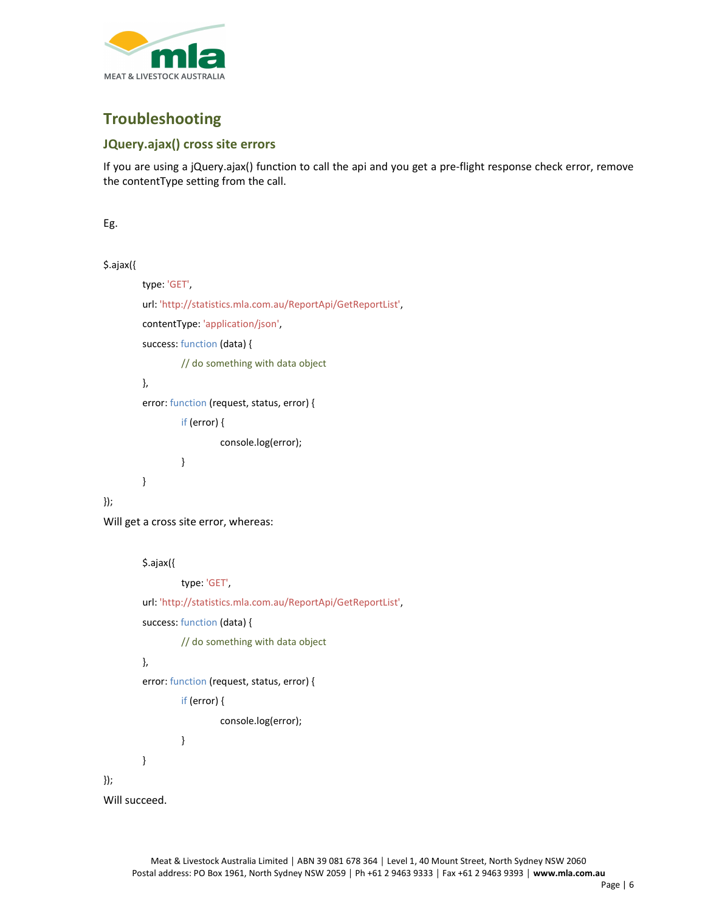## Troubleshooting

### JQuery.ajax() cross site errors

If you are using a jQuery.ajax() function to call the api and you get a pre-flight response check error, remove the contentType setting from the call.

Eg.

```
$.ajax({
    type: 'GET',
    url: 'http://statistics.mla.com.au/ReportApi/GetReportList',
    contentType: 'application/json',
    success: function (data) {
        // do something with data object
    },
    error: function (request, status, error) {
        if (error) {
            console.log(error);
        }
    }
});
```

Will get a cross site error, whereas:

```
    $.ajax({
        type: 'GET',
    url: 'http://statistics.mla.com.au/ReportApi/GetReportList',
    success: function (data) {
        // do something with data object
    },
    error: function (request, status, error) {
        if (error) {
            console.log(error);
        }
    }
});
```

Will succeed.